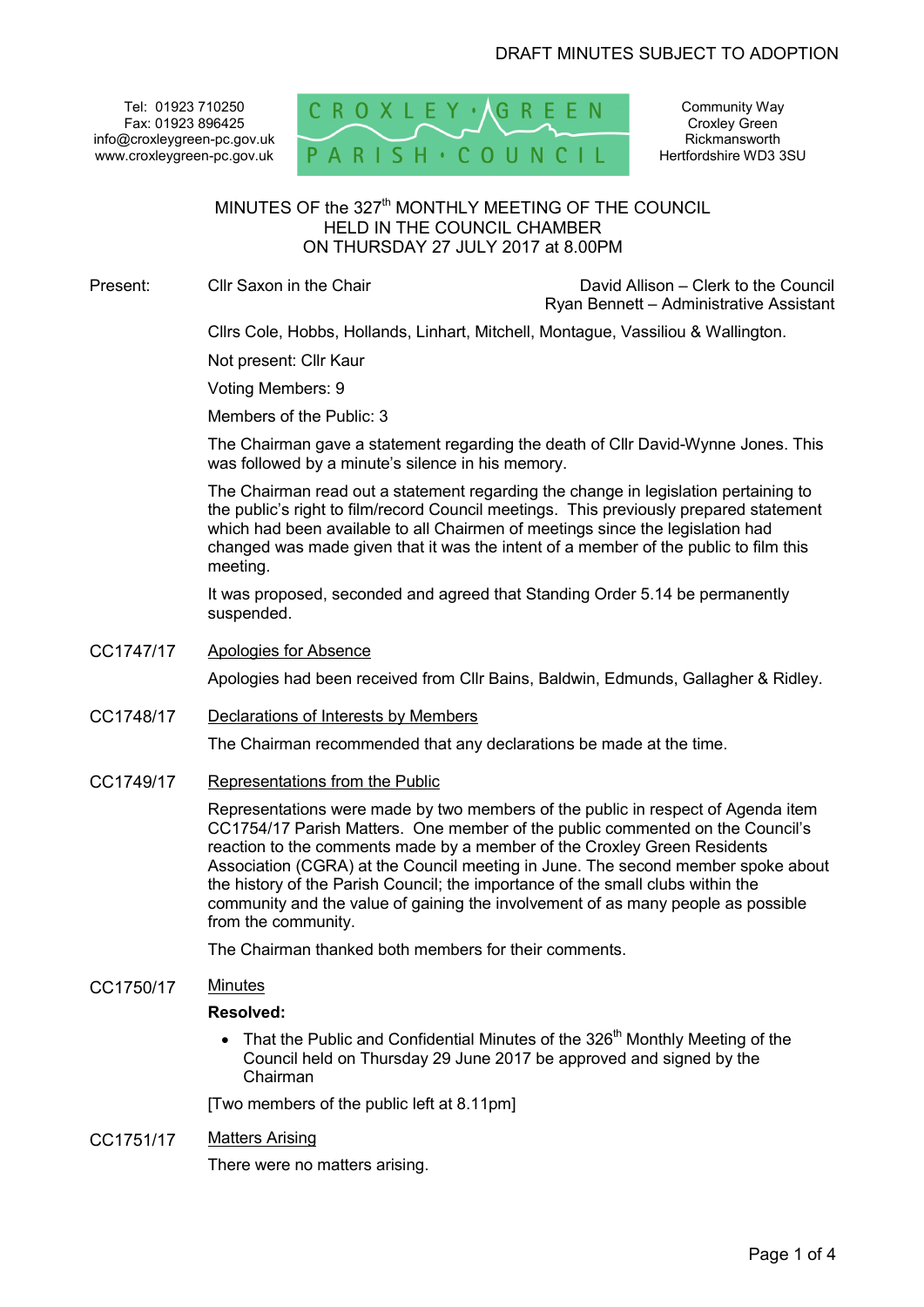DRAFT MINUTES SUBJECT TO ADOPTION

Tel: 01923 710250
Fax: 01923 896425
info@croxleygreen-pc.gov.uk
www.croxleygreen-pc.gov.uk

CROXLEY GREEN PARISH COUNCIL

Community Way
Croxley Green
Rickmansworth
Hertfordshire WD3 3SU

# MINUTES OF the 327th MONTHLY MEETING OF THE COUNCIL HELD IN THE COUNCIL CHAMBER ON THURSDAY 27 JULY 2017 at 8.00PM

Present: Cllr Saxon in the Chair

David Allison – Clerk to the Council
Ryan Bennett – Administrative Assistant

Cllrs Cole, Hobbs, Hollands, Linhart, Mitchell, Montague, Vassiliou & Wallington.

Not present: Cllr Kaur

Voting Members: 9

Members of the Public: 3

The Chairman gave a statement regarding the death of Cllr David-Wynne Jones. This was followed by a minute's silence in his memory.

The Chairman read out a statement regarding the change in legislation pertaining to the public's right to film/record Council meetings. This previously prepared statement which had been available to all Chairmen of meetings since the legislation had changed was made given that it was the intent of a member of the public to film this meeting.

It was proposed, seconded and agreed that Standing Order 5.14 be permanently suspended.

**CC1747/17** Apologies for Absence

Apologies had been received from Cllr Bains, Baldwin, Edmunds, Gallagher & Ridley.

**CC1748/17** Declarations of Interests by Members

The Chairman recommended that any declarations be made at the time.

**CC1749/17** Representations from the Public

Representations were made by two members of the public in respect of Agenda item CC1754/17 Parish Matters. One member of the public commented on the Council's reaction to the comments made by a member of the Croxley Green Residents Association (CGRA) at the Council meeting in June. The second member spoke about the history of the Parish Council; the importance of the small clubs within the community and the value of gaining the involvement of as many people as possible from the community.

The Chairman thanked both members for their comments.

**CC1750/17** Minutes

**Resolved:**

- That the Public and Confidential Minutes of the 326th Monthly Meeting of the Council held on Thursday 29 June 2017 be approved and signed by the Chairman

[Two members of the public left at 8.11pm]

**CC1751/17** Matters Arising

There were no matters arising.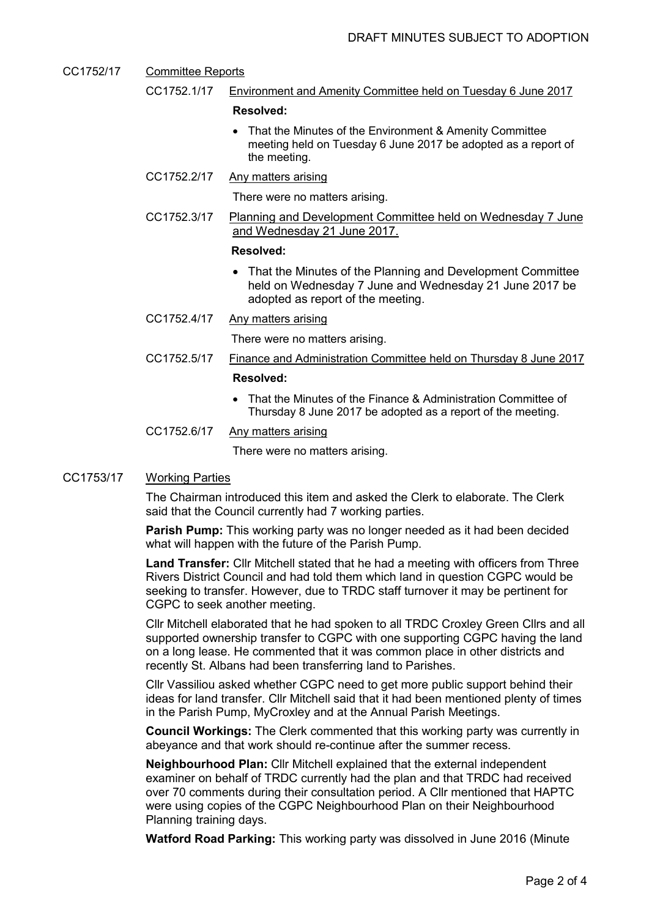DRAFT MINUTES SUBJECT TO ADOPTION

CC1752/17 Committee Reports

CC1752.1/17 Environment and Amenity Committee held on Tuesday 6 June 2017

**Resolved:**

- That the Minutes of the Environment & Amenity Committee meeting held on Tuesday 6 June 2017 be adopted as a report of the meeting.

CC1752.2/17 Any matters arising

There were no matters arising.

CC1752.3/17 Planning and Development Committee held on Wednesday 7 June and Wednesday 21 June 2017.

**Resolved:**

- That the Minutes of the Planning and Development Committee held on Wednesday 7 June and Wednesday 21 June 2017 be adopted as report of the meeting.

CC1752.4/17 Any matters arising

There were no matters arising.

CC1752.5/17 Finance and Administration Committee held on Thursday 8 June 2017

**Resolved:**

- That the Minutes of the Finance & Administration Committee of Thursday 8 June 2017 be adopted as a report of the meeting.

CC1752.6/17 Any matters arising

There were no matters arising.

CC1753/17 Working Parties

The Chairman introduced this item and asked the Clerk to elaborate. The Clerk said that the Council currently had 7 working parties.

**Parish Pump:** This working party was no longer needed as it had been decided what will happen with the future of the Parish Pump.

**Land Transfer:** Cllr Mitchell stated that he had a meeting with officers from Three Rivers District Council and had told them which land in question CGPC would be seeking to transfer. However, due to TRDC staff turnover it may be pertinent for CGPC to seek another meeting.

Cllr Mitchell elaborated that he had spoken to all TRDC Croxley Green Cllrs and all supported ownership transfer to CGPC with one supporting CGPC having the land on a long lease. He commented that it was common place in other districts and recently St. Albans had been transferring land to Parishes.

Cllr Vassiliou asked whether CGPC need to get more public support behind their ideas for land transfer. Cllr Mitchell said that it had been mentioned plenty of times in the Parish Pump, MyCroxley and at the Annual Parish Meetings.

**Council Workings:** The Clerk commented that this working party was currently in abeyance and that work should re-continue after the summer recess.

**Neighbourhood Plan:** Cllr Mitchell explained that the external independent examiner on behalf of TRDC currently had the plan and that TRDC had received over 70 comments during their consultation period. A Cllr mentioned that HAPTC were using copies of the CGPC Neighbourhood Plan on their Neighbourhood Planning training days.

**Watford Road Parking:** This working party was dissolved in June 2016 (Minute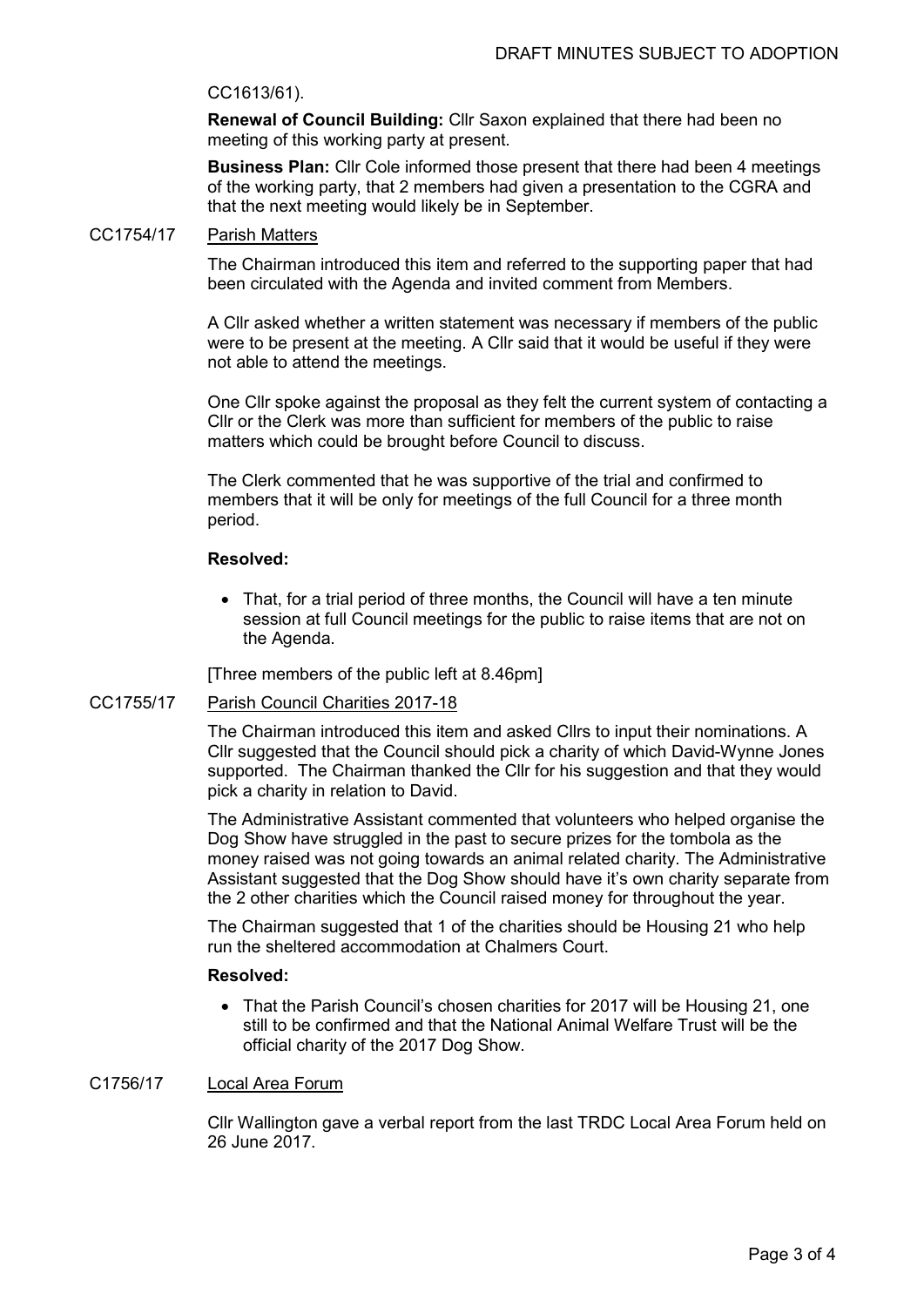CC1613/61).

**Renewal of Council Building:** Cllr Saxon explained that there had been no meeting of this working party at present.

**Business Plan:** Cllr Cole informed those present that there had been 4 meetings of the working party, that 2 members had given a presentation to the CGRA and that the next meeting would likely be in September.

CC1754/17 Parish Matters

The Chairman introduced this item and referred to the supporting paper that had been circulated with the Agenda and invited comment from Members.

A Cllr asked whether a written statement was necessary if members of the public were to be present at the meeting. A Cllr said that it would be useful if they were not able to attend the meetings.

One Cllr spoke against the proposal as they felt the current system of contacting a Cllr or the Clerk was more than sufficient for members of the public to raise matters which could be brought before Council to discuss.

The Clerk commented that he was supportive of the trial and confirmed to members that it will be only for meetings of the full Council for a three month period.

**Resolved:**

- That, for a trial period of three months, the Council will have a ten minute session at full Council meetings for the public to raise items that are not on the Agenda.

[Three members of the public left at 8.46pm]

CC1755/17 Parish Council Charities 2017-18

The Chairman introduced this item and asked Cllrs to input their nominations. A Cllr suggested that the Council should pick a charity of which David-Wynne Jones supported. The Chairman thanked the Cllr for his suggestion and that they would pick a charity in relation to David.

The Administrative Assistant commented that volunteers who helped organise the Dog Show have struggled in the past to secure prizes for the tombola as the money raised was not going towards an animal related charity. The Administrative Assistant suggested that the Dog Show should have it's own charity separate from the 2 other charities which the Council raised money for throughout the year.

The Chairman suggested that 1 of the charities should be Housing 21 who help run the sheltered accommodation at Chalmers Court.

**Resolved:**

- That the Parish Council's chosen charities for 2017 will be Housing 21, one still to be confirmed and that the National Animal Welfare Trust will be the official charity of the 2017 Dog Show.

C1756/17 Local Area Forum

Cllr Wallington gave a verbal report from the last TRDC Local Area Forum held on 26 June 2017.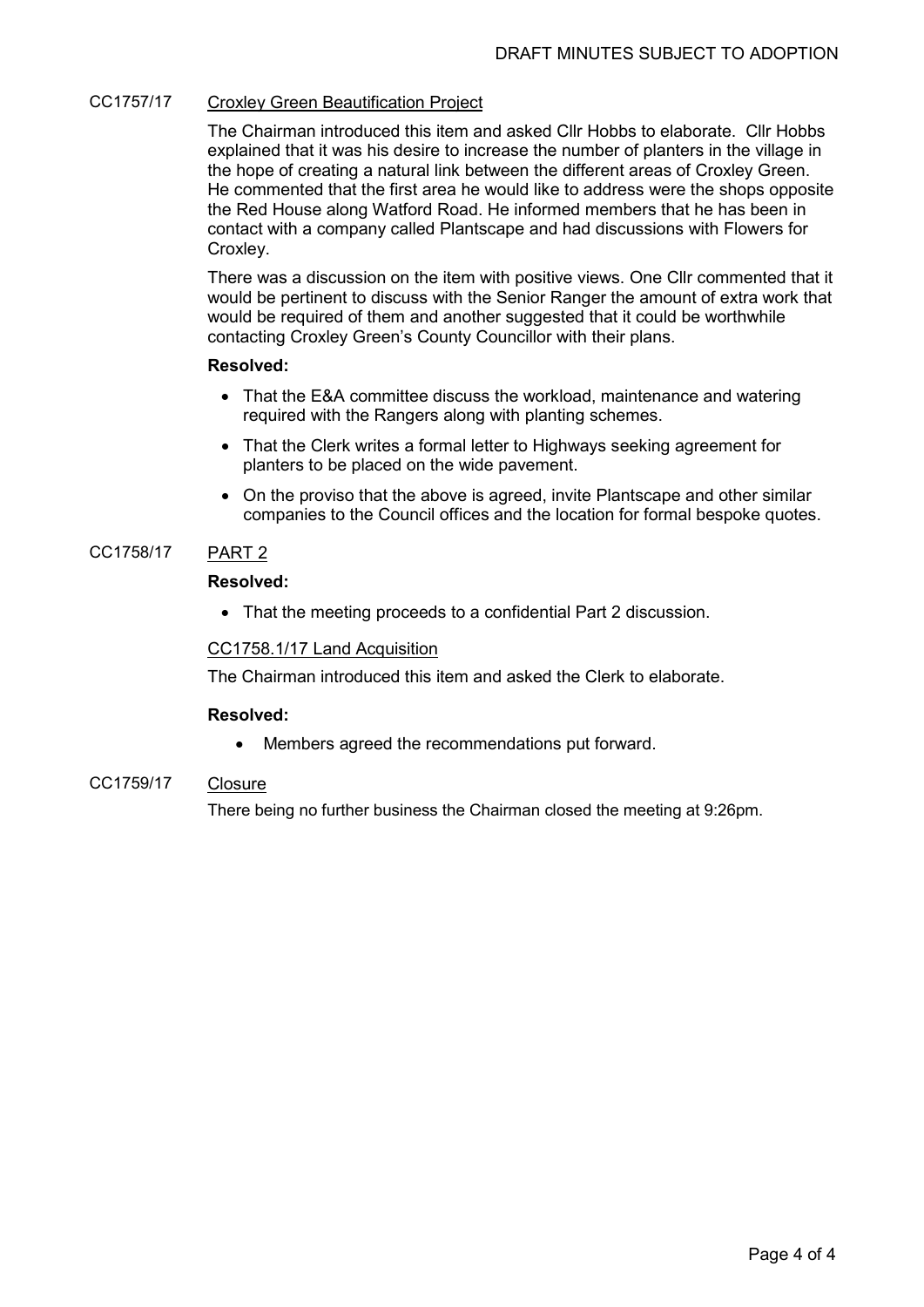CC1757/17 Croxley Green Beautification Project

The Chairman introduced this item and asked Cllr Hobbs to elaborate. Cllr Hobbs explained that it was his desire to increase the number of planters in the village in the hope of creating a natural link between the different areas of Croxley Green. He commented that the first area he would like to address were the shops opposite the Red House along Watford Road. He informed members that he has been in contact with a company called Plantscape and had discussions with Flowers for Croxley.

There was a discussion on the item with positive views. One Cllr commented that it would be pertinent to discuss with the Senior Ranger the amount of extra work that would be required of them and another suggested that it could be worthwhile contacting Croxley Green's County Councillor with their plans.

**Resolved:**

- That the E&A committee discuss the workload, maintenance and watering required with the Rangers along with planting schemes.
- That the Clerk writes a formal letter to Highways seeking agreement for planters to be placed on the wide pavement.
- On the proviso that the above is agreed, invite Plantscape and other similar companies to the Council offices and the location for formal bespoke quotes.

CC1758/17 PART 2

**Resolved:**

- That the meeting proceeds to a confidential Part 2 discussion.

CC1758.1/17 Land Acquisition

The Chairman introduced this item and asked the Clerk to elaborate.

**Resolved:**

- Members agreed the recommendations put forward.

CC1759/17 Closure

There being no further business the Chairman closed the meeting at 9:26pm.